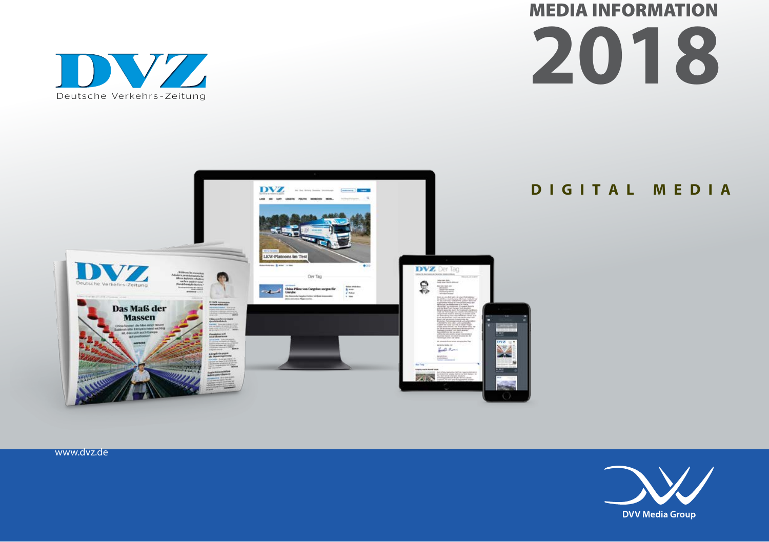# MEDIA INFORMATION 2018

DVZ

Deutsche Verkehrs-Zeitung

## DIGITAL MEDIA

www.dvz.de

DVV Media Group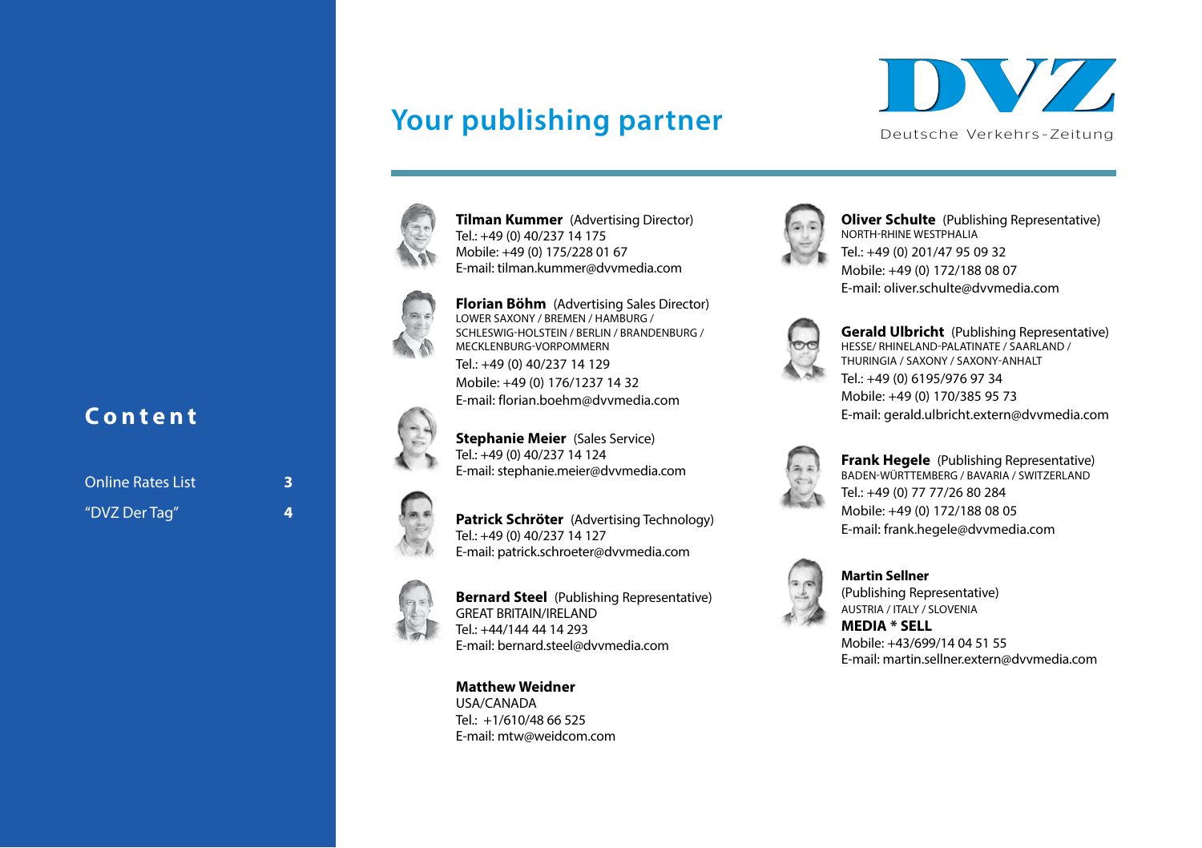# Your publishing partner

DVZ

Deutsche Verkehrs-Zeitung

## Content

| | |
|---|---|
| Online Rates List | 3 |
| “DVZ Der Tag” | 4 |

**Tilman Kummer** (Advertising Director)
Tel.: +49 (0) 40/237 14 175
Mobile: +49 (0) 175/228 01 67
E-mail: tilman.kummer@dvvmedia.com

**Florian Böhm** (Advertising Sales Director)
LOWER SAXONY / BREMEN / HAMBURG / SCHLESWIG-HOLSTEIN / BERLIN / BRANDENBURG / MECKLENBURG-VORPOMMERN
Tel.: +49 (0) 40/237 14 129
Mobile: +49 (0) 176/1237 14 32
E-mail: florian.boehm@dvvmedia.com

**Stephanie Meier** (Sales Service)
Tel.: +49 (0) 40/237 14 124
E-mail: stephanie.meier@dvvmedia.com

**Patrick Schröter** (Advertising Technology)
Tel.: +49 (0) 40/237 14 127
E-mail: patrick.schroeter@dvvmedia.com

**Bernard Steel** (Publishing Representative)
GREAT BRITAIN/IRELAND
Tel.: +44/144 44 14 293
E-mail: bernard.steel@dvvmedia.com

**Matthew Weidner**
USA/CANADA
Tel.: +1/610/48 66 525
E-mail: mtw@weidcom.com

**Oliver Schulte** (Publishing Representative)
NORTH-RHINE WESTPHALIA
Tel.: +49 (0) 201/47 95 09 32
Mobile: +49 (0) 172/188 08 07
E-mail: oliver.schulte@dvvmedia.com

**Gerald Ulbricht** (Publishing Representative)
HESSE/ RHINELAND-PALATINATE / SAARLAND / THURINGIA / SAXONY / SAXONY-ANHALT
Tel.: +49 (0) 6195/976 97 34
Mobile: +49 (0) 170/385 95 73
E-mail: gerald.ulbricht.extern@dvvmedia.com

**Frank Hegele** (Publishing Representative)
BADEN-WÜRTTEMBERG / BAVARIA / SWITZERLAND
Tel.: +49 (0) 77 77/26 80 284
Mobile: +49 (0) 172/188 08 05
E-mail: frank.hegele@dvvmedia.com

**Martin Sellner**
(Publishing Representative)
AUSTRIA / ITALY / SLOVENIA
**MEDIA * SELL**
Mobile: +43/699/14 04 51 55
E-mail: martin.sellner.extern@dvvmedia.com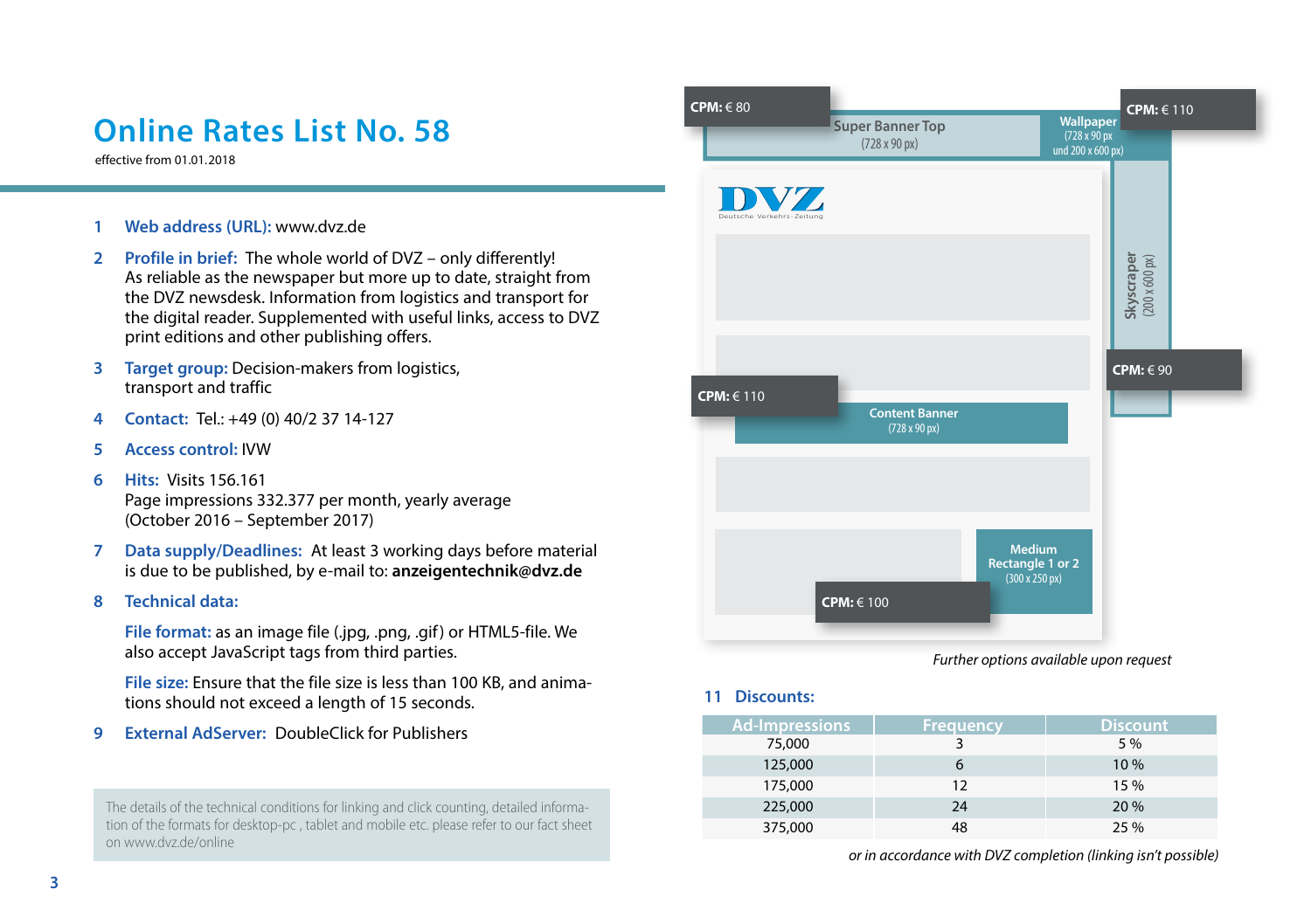# Online Rates List No. 58

effective from 01.01.2018

1. **Web address (URL):** www.dvz.de
2. **Profile in brief:** The whole world of DVZ – only differently! As reliable as the newspaper but more up to date, straight from the DVZ newsdesk. Information from logistics and transport for the digital reader. Supplemented with useful links, access to DVZ print editions and other publishing offers.
3. **Target group:** Decision-makers from logistics, transport and traffic
4. **Contact:** Tel.: +49 (0) 40/2 37 14-127
5. **Access control:** IVW
6. **Hits:** Visits 156.161
   Page impressions 332.377 per month, yearly average (October 2016 – September 2017)
7. **Data supply/Deadlines:** At least 3 working days before material is due to be published, by e-mail to: **anzeigentechnik@dvz.de**
8. **Technical data:**

   **File format:** as an image file (.jpg, .png, .gif) or HTML5-file. We also accept JavaScript tags from third parties.

   **File size:** Ensure that the file size is less than 100 KB, and animations should not exceed a length of 15 seconds.
9. **External AdServer:** DoubleClick for Publishers

The details of the technical conditions for linking and click counting, detailed information of the formats for desktop-pc , tablet and mobile etc. please refer to our fact sheet on www.dvz.de/online

**CPM:** € 80 – Super Banner Top (728 x 90 px)

**CPM:** € 110 – Wallpaper (728 x 90 px und 200 x 600 px)

**CPM:** € 90 – Skyscraper (200 x 600 px)

**CPM:** € 110 – Content Banner (728 x 90 px)

**CPM:** € 100 – Medium Rectangle 1 or 2 (300 x 250 px)

*Further options available upon request*

## 11 Discounts:

| Ad-Impressions | Frequency | Discount |
|---|---|---|
| 75,000 | 3 | 5 % |
| 125,000 | 6 | 10 % |
| 175,000 | 12 | 15 % |
| 225,000 | 24 | 20 % |
| 375,000 | 48 | 25 % |

*or in accordance with DVZ completion (linking isn't possible)*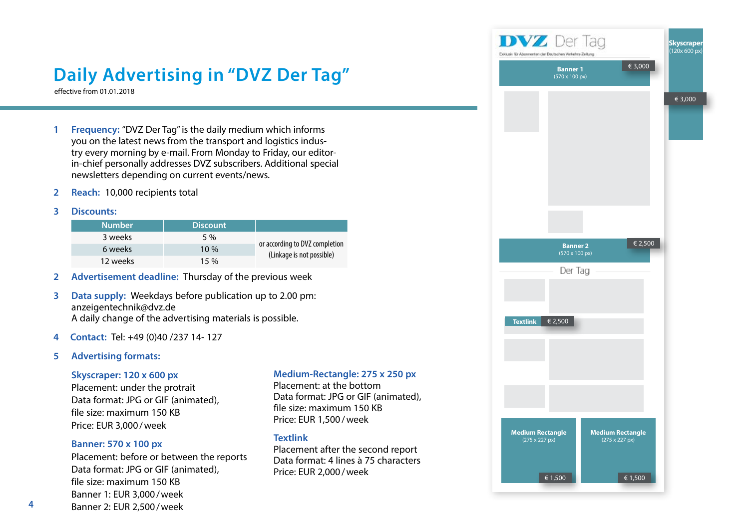# Daily Advertising in "DVZ Der Tag"

effective from 01.01.2018

1 **Frequency:** "DVZ Der Tag" is the daily medium which informs you on the latest news from the transport and logistics industry every morning by e-mail. From Monday to Friday, our editor-in-chief personally addresses DVZ subscribers. Additional special newsletters depending on current events/news.

2 **Reach:** 10,000 recipients total

3 **Discounts:**

| Number | Discount | |
|---|---|---|
| 3 weeks | 5 % | or according to DVZ completion (Linkage is not possible) |
| 6 weeks | 10 % | |
| 12 weeks | 15 % | |

2 **Advertisement deadline:** Thursday of the previous week

3 **Data supply:** Weekdays before publication up to 2.00 pm: anzeigentechnik@dvz.de
A daily change of the advertising materials is possible.

4 **Contact:** Tel: +49 (0)40 /237 14- 127

5 **Advertising formats:**

**Skyscraper: 120 x 600 px**
Placement: under the protrait
Data format: JPG or GIF (animated), file size: maximum 150 KB
Price: EUR 3,000 / week

**Banner: 570 x 100 px**
Placement: before or between the reports
Data format: JPG or GIF (animated), file size: maximum 150 KB
Banner 1: EUR 3,000 / week
Banner 2: EUR 2,500 / week

**Medium-Rectangle: 275 x 250 px**
Placement: at the bottom
Data format: JPG or GIF (animated), file size: maximum 150 KB
Price: EUR 1,500 / week

**Textlink**
Placement after the second report
Data format: 4 lines à 75 characters
Price: EUR 2,000 / week

DVZ Der Tag
Exklusiv für Abonnenten der Deutschen Verkehrs-Zeitung

Skyscraper (120x 600 px) — € 3,000

Banner 1 (570 x 100 px) — € 3,000

Banner 2 (570 x 100 px) — € 2,500

Der Tag

Textlink — € 2,500

Medium Rectangle (275 x 227 px) — € 1,500

Medium Rectangle (275 x 227 px) — € 1,500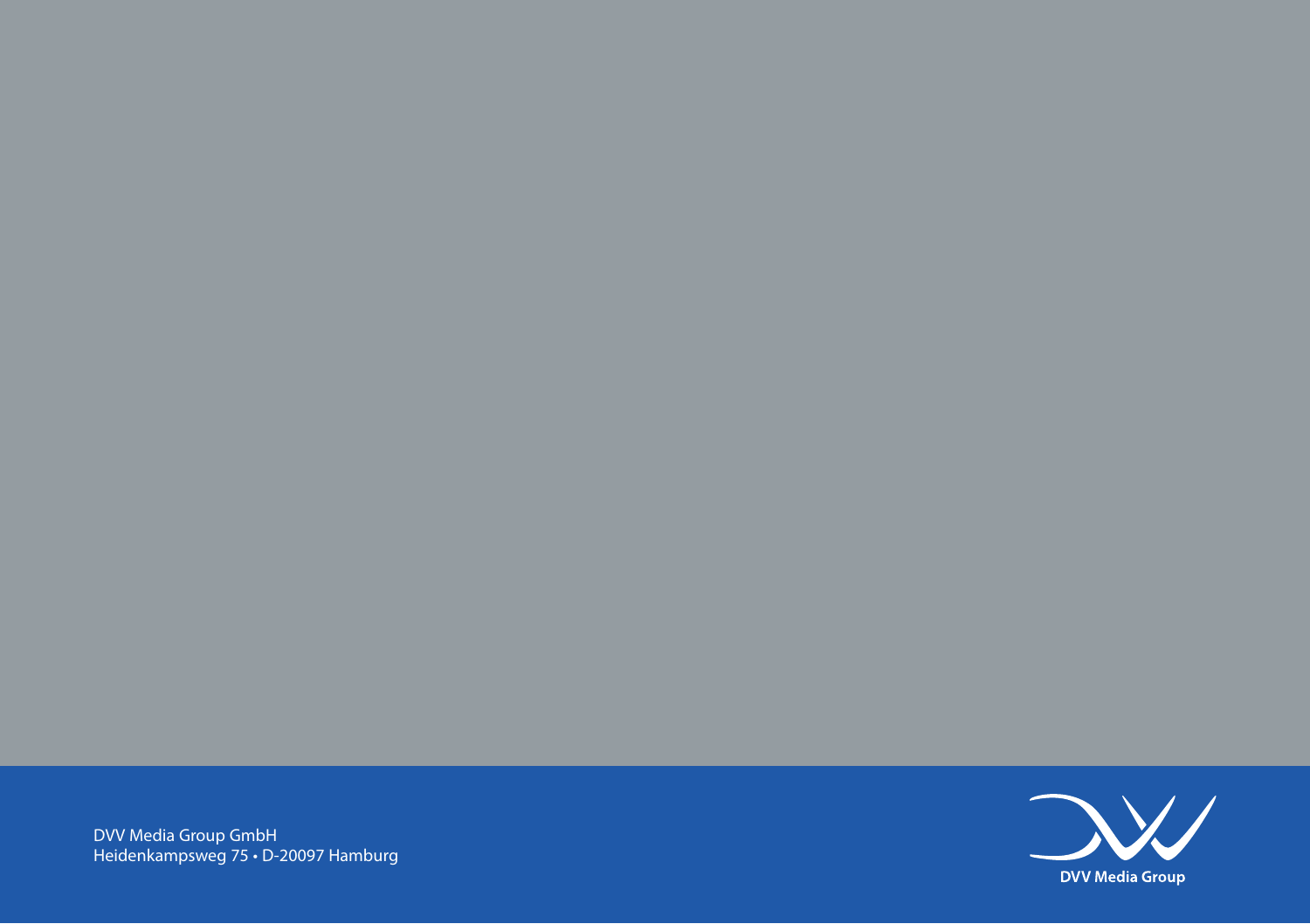DVV Media Group GmbH
Heidenkampsweg 75 • D-20097 Hamburg

DVV Media Group